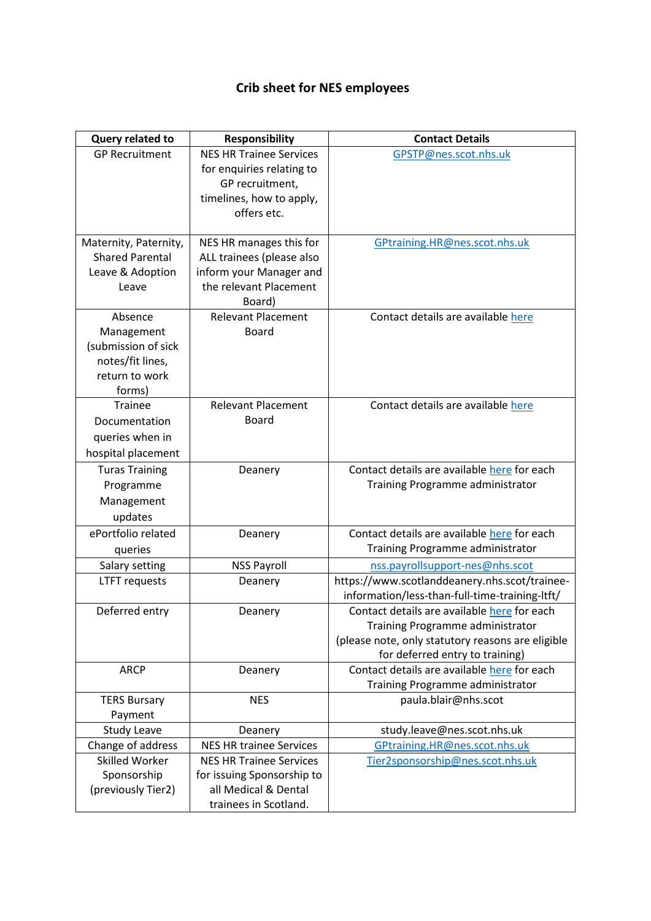# Crib sheet for NES employees

| Query related to | Responsibility | Contact Details |
|---|---|---|
| GP Recruitment | NES HR Trainee Services for enquiries relating to GP recruitment, timelines, how to apply, offers etc. | GPSTP@nes.scot.nhs.uk |
| Maternity, Paternity, Shared Parental Leave & Adoption Leave | NES HR manages this for ALL trainees (please also inform your Manager and the relevant Placement Board) | GPtraining.HR@nes.scot.nhs.uk |
| Absence Management (submission of sick notes/fit lines, return to work forms) | Relevant Placement Board | Contact details are available here |
| Trainee Documentation queries when in hospital placement | Relevant Placement Board | Contact details are available here |
| Turas Training Programme Management updates | Deanery | Contact details are available here for each Training Programme administrator |
| ePortfolio related queries | Deanery | Contact details are available here for each Training Programme administrator |
| Salary setting | NSS Payroll | nss.payrollsupport-nes@nhs.scot |
| LTFT requests | Deanery | https://www.scotlanddeanery.nhs.scot/trainee-information/less-than-full-time-training-ltft/ |
| Deferred entry | Deanery | Contact details are available here for each Training Programme administrator (please note, only statutory reasons are eligible for deferred entry to training) |
| ARCP | Deanery | Contact details are available here for each Training Programme administrator |
| TERS Bursary Payment | NES | paula.blair@nhs.scot |
| Study Leave | Deanery | study.leave@nes.scot.nhs.uk |
| Change of address | NES HR trainee Services | GPtraining.HR@nes.scot.nhs.uk |
| Skilled Worker Sponsorship (previously Tier2) | NES HR Trainee Services for issuing Sponsorship to all Medical & Dental trainees in Scotland. | Tier2sponsorship@nes.scot.nhs.uk |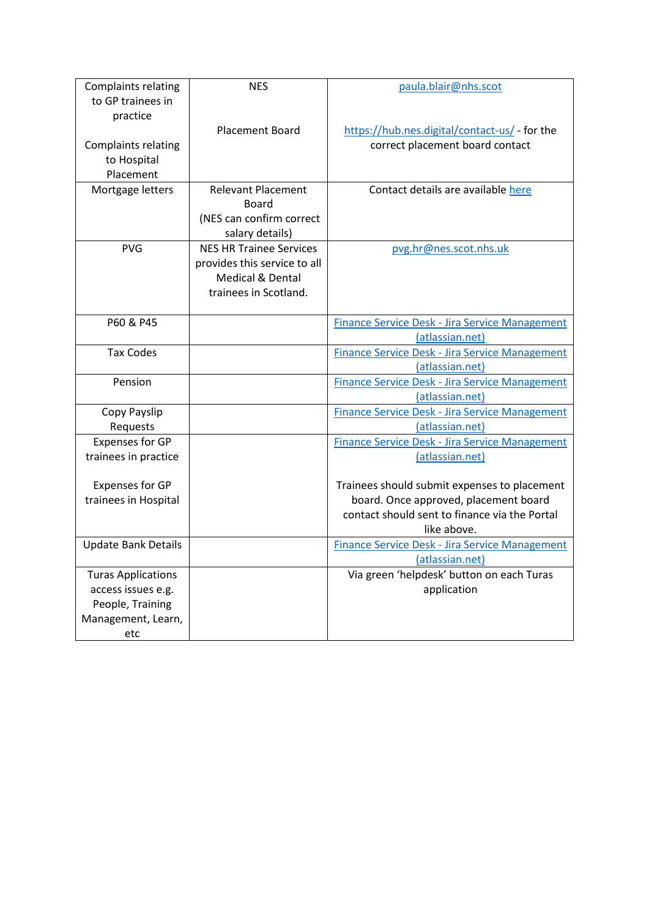| Complaints relating to GP trainees in practice<br><br>Complaints relating to Hospital Placement | NES<br><br>Placement Board | paula.blair@nhs.scot<br><br>https://hub.nes.digital/contact-us/ - for the correct placement board contact |
|---|---|---|
| Mortgage letters | Relevant Placement Board (NES can confirm correct salary details) | Contact details are available here |
| PVG | NES HR Trainee Services provides this service to all Medical & Dental trainees in Scotland. | pvg.hr@nes.scot.nhs.uk |
| P60 & P45 | | Finance Service Desk - Jira Service Management (atlassian.net) |
| Tax Codes | | Finance Service Desk - Jira Service Management (atlassian.net) |
| Pension | | Finance Service Desk - Jira Service Management (atlassian.net) |
| Copy Payslip Requests | | Finance Service Desk - Jira Service Management (atlassian.net) |
| Expenses for GP trainees in practice<br><br>Expenses for GP trainees in Hospital | | Finance Service Desk - Jira Service Management (atlassian.net)<br><br>Trainees should submit expenses to placement board. Once approved, placement board contact should sent to finance via the Portal like above. |
| Update Bank Details | | Finance Service Desk - Jira Service Management (atlassian.net) |
| Turas Applications access issues e.g. People, Training Management, Learn, etc | | Via green 'helpdesk' button on each Turas application |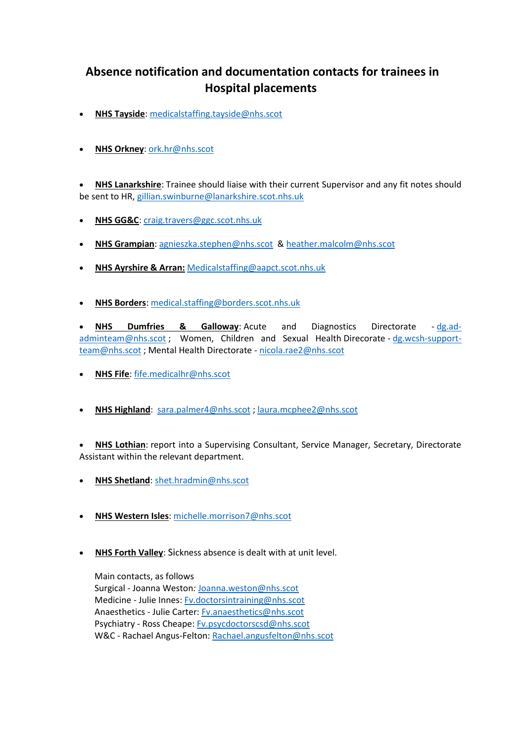# Absence notification and documentation contacts for trainees in Hospital placements

- **NHS Tayside**: medicalstaffing.tayside@nhs.scot

- **NHS Orkney**: ork.hr@nhs.scot

- **NHS Lanarkshire**: Trainee should liaise with their current Supervisor and any fit notes should be sent to HR, gillian.swinburne@lanarkshire.scot.nhs.uk

- **NHS GG&C**: craig.travers@ggc.scot.nhs.uk

- **NHS Grampian**: agnieszka.stephen@nhs.scot & heather.malcolm@nhs.scot

- **NHS Ayrshire & Arran:** Medicalstaffing@aapct.scot.nhs.uk

- **NHS Borders**: medical.staffing@borders.scot.nhs.uk

- **NHS Dumfries & Galloway**: Acute and Diagnostics Directorate - dg.ad-adminteam@nhs.scot ; Women, Children and Sexual Health Direcorate - dg.wcsh-support-team@nhs.scot ; Mental Health Directorate - nicola.rae2@nhs.scot

- **NHS Fife**: fife.medicalhr@nhs.scot

- **NHS Highland**: sara.palmer4@nhs.scot ; laura.mcphee2@nhs.scot

- **NHS Lothian**: report into a Supervising Consultant, Service Manager, Secretary, Directorate Assistant within the relevant department.

- **NHS Shetland**: shet.hradmin@nhs.scot

- **NHS Western Isles**: michelle.morrison7@nhs.scot

- **NHS Forth Valley**: Sickness absence is dealt with at unit level.

  Main contacts, as follows
  Surgical - Joanna Weston*:* Joanna.weston@nhs.scot
  Medicine - Julie Innes: Fv.doctorsintraining@nhs.scot
  Anaesthetics - Julie Carter: Fv.anaesthetics@nhs.scot
  Psychiatry - Ross Cheape: Fv.psycdoctorscsd@nhs.scot
  W&C - Rachael Angus-Felton: Rachael.angusfelton@nhs.scot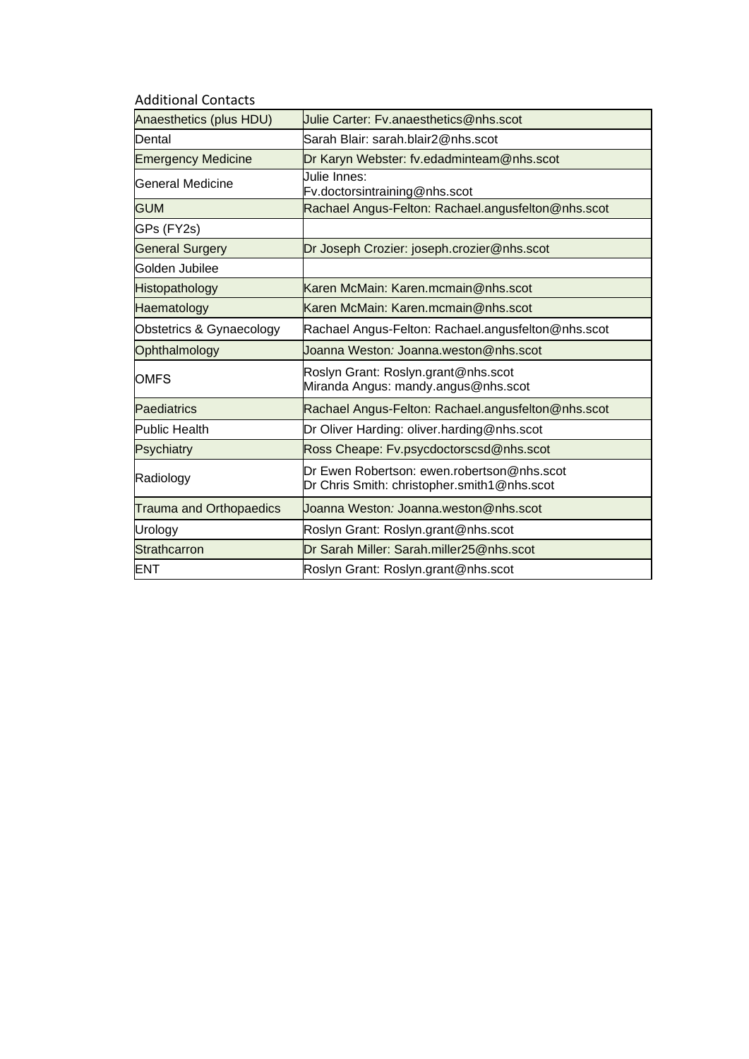Additional Contacts

| | |
|---|---|
| Anaesthetics (plus HDU) | Julie Carter: Fv.anaesthetics@nhs.scot |
| Dental | Sarah Blair: sarah.blair2@nhs.scot |
| Emergency Medicine | Dr Karyn Webster: fv.edadminteam@nhs.scot |
| General Medicine | Julie Innes: Fv.doctorsintraining@nhs.scot |
| GUM | Rachael Angus-Felton: Rachael.angusfelton@nhs.scot |
| GPs (FY2s) | |
| General Surgery | Dr Joseph Crozier: joseph.crozier@nhs.scot |
| Golden Jubilee | |
| Histopathology | Karen McMain: Karen.mcmain@nhs.scot |
| Haematology | Karen McMain: Karen.mcmain@nhs.scot |
| Obstetrics & Gynaecology | Rachael Angus-Felton: Rachael.angusfelton@nhs.scot |
| Ophthalmology | Joanna Weston: Joanna.weston@nhs.scot |
| OMFS | Roslyn Grant: Roslyn.grant@nhs.scot<br>Miranda Angus: mandy.angus@nhs.scot |
| Paediatrics | Rachael Angus-Felton: Rachael.angusfelton@nhs.scot |
| Public Health | Dr Oliver Harding: oliver.harding@nhs.scot |
| Psychiatry | Ross Cheape: Fv.psycdoctorscsd@nhs.scot |
| Radiology | Dr Ewen Robertson: ewen.robertson@nhs.scot<br>Dr Chris Smith: christopher.smith1@nhs.scot |
| Trauma and Orthopaedics | Joanna Weston: Joanna.weston@nhs.scot |
| Urology | Roslyn Grant: Roslyn.grant@nhs.scot |
| Strathcarron | Dr Sarah Miller: Sarah.miller25@nhs.scot |
| ENT | Roslyn Grant: Roslyn.grant@nhs.scot |